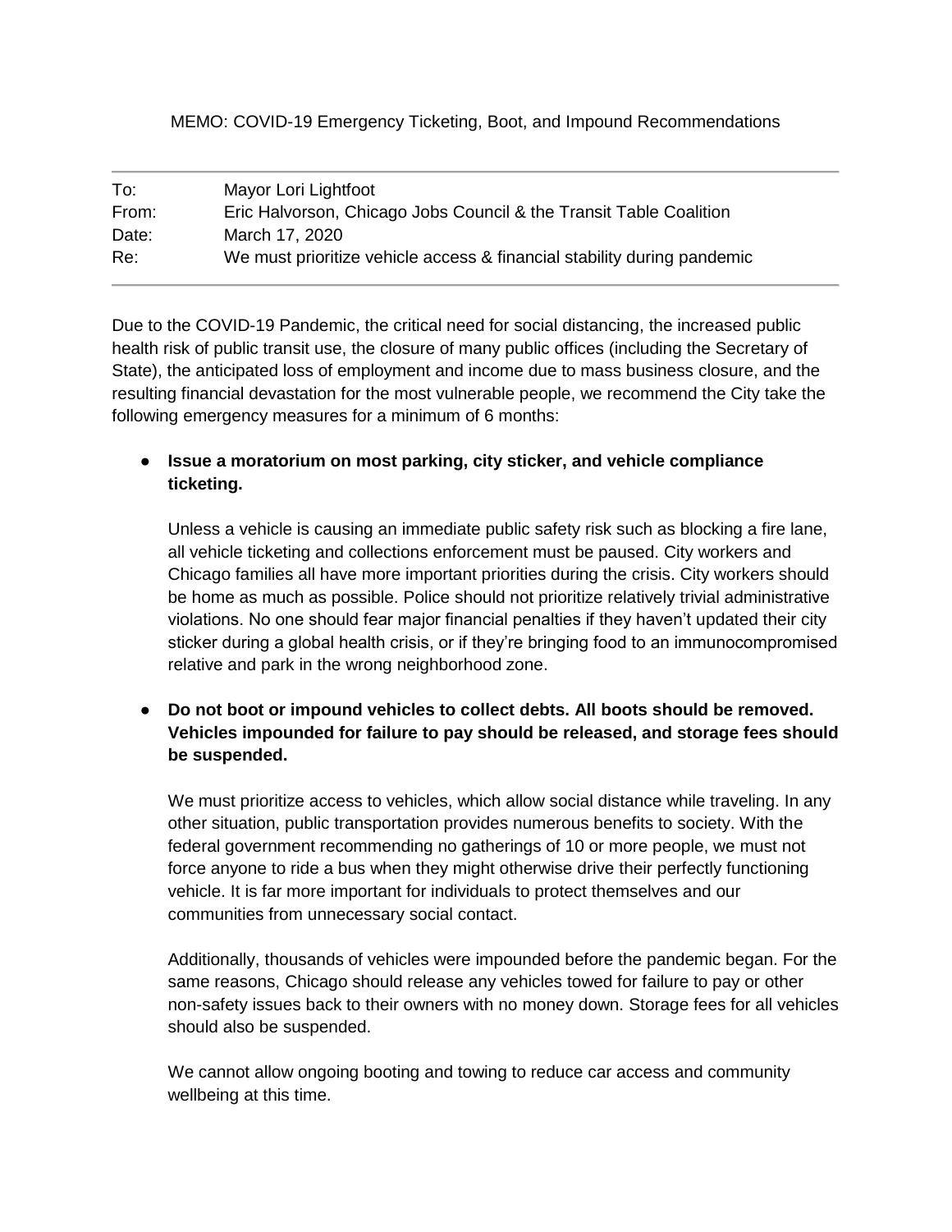MEMO: COVID-19 Emergency Ticketing, Boot, and Impound Recommendations

| | |
|---|---|
| To: | Mayor Lori Lightfoot |
| From: | Eric Halvorson, Chicago Jobs Council & the Transit Table Coalition |
| Date: | March 17, 2020 |
| Re: | We must prioritize vehicle access & financial stability during pandemic |

Due to the COVID-19 Pandemic, the critical need for social distancing, the increased public health risk of public transit use, the closure of many public offices (including the Secretary of State), the anticipated loss of employment and income due to mass business closure, and the resulting financial devastation for the most vulnerable people, we recommend the City take the following emergency measures for a minimum of 6 months:

- **Issue a moratorium on most parking, city sticker, and vehicle compliance ticketing.**

  Unless a vehicle is causing an immediate public safety risk such as blocking a fire lane, all vehicle ticketing and collections enforcement must be paused. City workers and Chicago families all have more important priorities during the crisis. City workers should be home as much as possible. Police should not prioritize relatively trivial administrative violations. No one should fear major financial penalties if they haven't updated their city sticker during a global health crisis, or if they're bringing food to an immunocompromised relative and park in the wrong neighborhood zone.

- **Do not boot or impound vehicles to collect debts. All boots should be removed. Vehicles impounded for failure to pay should be released, and storage fees should be suspended.**

  We must prioritize access to vehicles, which allow social distance while traveling. In any other situation, public transportation provides numerous benefits to society. With the federal government recommending no gatherings of 10 or more people, we must not force anyone to ride a bus when they might otherwise drive their perfectly functioning vehicle. It is far more important for individuals to protect themselves and our communities from unnecessary social contact.

  Additionally, thousands of vehicles were impounded before the pandemic began. For the same reasons, Chicago should release any vehicles towed for failure to pay or other non-safety issues back to their owners with no money down. Storage fees for all vehicles should also be suspended.

  We cannot allow ongoing booting and towing to reduce car access and community wellbeing at this time.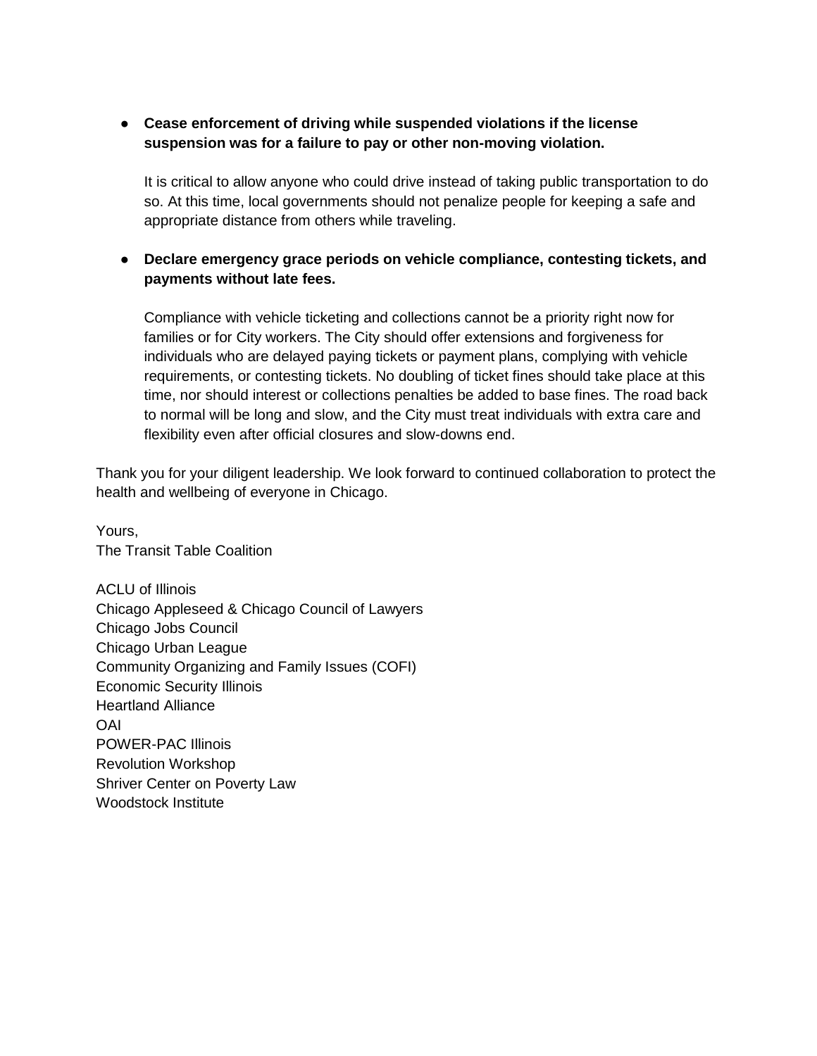- **Cease enforcement of driving while suspended violations if the license suspension was for a failure to pay or other non-moving violation.**

  It is critical to allow anyone who could drive instead of taking public transportation to do so. At this time, local governments should not penalize people for keeping a safe and appropriate distance from others while traveling.

- **Declare emergency grace periods on vehicle compliance, contesting tickets, and payments without late fees.**

  Compliance with vehicle ticketing and collections cannot be a priority right now for families or for City workers. The City should offer extensions and forgiveness for individuals who are delayed paying tickets or payment plans, complying with vehicle requirements, or contesting tickets. No doubling of ticket fines should take place at this time, nor should interest or collections penalties be added to base fines. The road back to normal will be long and slow, and the City must treat individuals with extra care and flexibility even after official closures and slow-downs end.

Thank you for your diligent leadership. We look forward to continued collaboration to protect the health and wellbeing of everyone in Chicago.

Yours,
The Transit Table Coalition

ACLU of Illinois
Chicago Appleseed & Chicago Council of Lawyers
Chicago Jobs Council
Chicago Urban League
Community Organizing and Family Issues (COFI)
Economic Security Illinois
Heartland Alliance
OAI
POWER-PAC Illinois
Revolution Workshop
Shriver Center on Poverty Law
Woodstock Institute